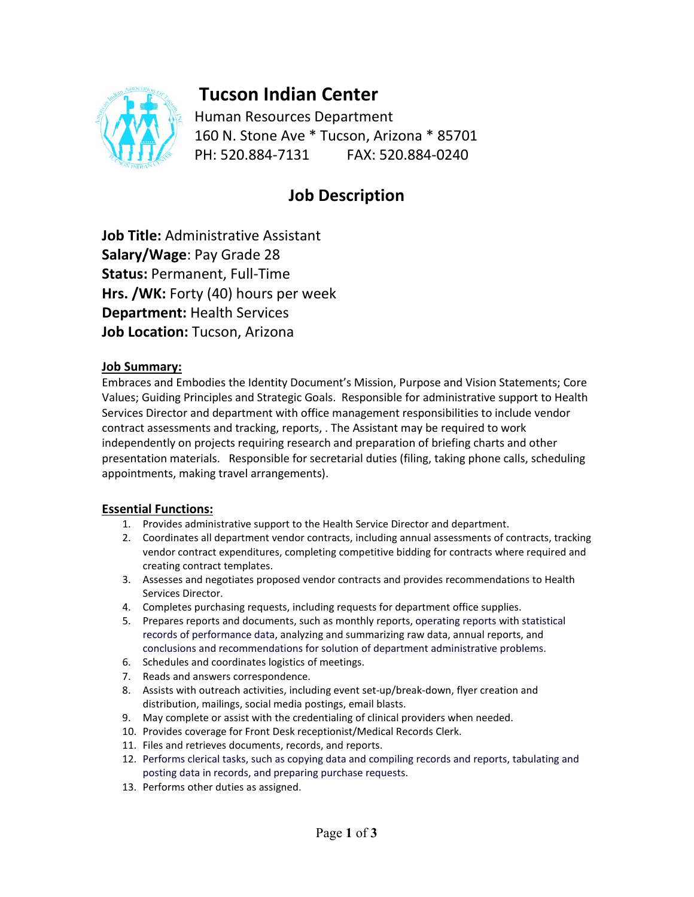# Tucson Indian Center

Human Resources Department
160 N. Stone Ave * Tucson, Arizona * 85701
PH: 520.884-7131 FAX: 520.884-0240

## Job Description

**Job Title:** Administrative Assistant
**Salary/Wage**: Pay Grade 28
**Status:** Permanent, Full-Time
**Hrs. /WK:** Forty (40) hours per week
**Department:** Health Services
**Job Location:** Tucson, Arizona

### Job Summary:

Embraces and Embodies the Identity Document's Mission, Purpose and Vision Statements; Core Values; Guiding Principles and Strategic Goals. Responsible for administrative support to Health Services Director and department with office management responsibilities to include vendor contract assessments and tracking, reports, . The Assistant may be required to work independently on projects requiring research and preparation of briefing charts and other presentation materials. Responsible for secretarial duties (filing, taking phone calls, scheduling appointments, making travel arrangements).

### Essential Functions:

1. Provides administrative support to the Health Service Director and department.
2. Coordinates all department vendor contracts, including annual assessments of contracts, tracking vendor contract expenditures, completing competitive bidding for contracts where required and creating contract templates.
3. Assesses and negotiates proposed vendor contracts and provides recommendations to Health Services Director.
4. Completes purchasing requests, including requests for department office supplies.
5. Prepares reports and documents, such as monthly reports, operating reports with statistical records of performance data, analyzing and summarizing raw data, annual reports, and conclusions and recommendations for solution of department administrative problems.
6. Schedules and coordinates logistics of meetings.
7. Reads and answers correspondence.
8. Assists with outreach activities, including event set-up/break-down, flyer creation and distribution, mailings, social media postings, email blasts.
9. May complete or assist with the credentialing of clinical providers when needed.
10. Provides coverage for Front Desk receptionist/Medical Records Clerk.
11. Files and retrieves documents, records, and reports.
12. Performs clerical tasks, such as copying data and compiling records and reports, tabulating and posting data in records, and preparing purchase requests.
13. Performs other duties as assigned.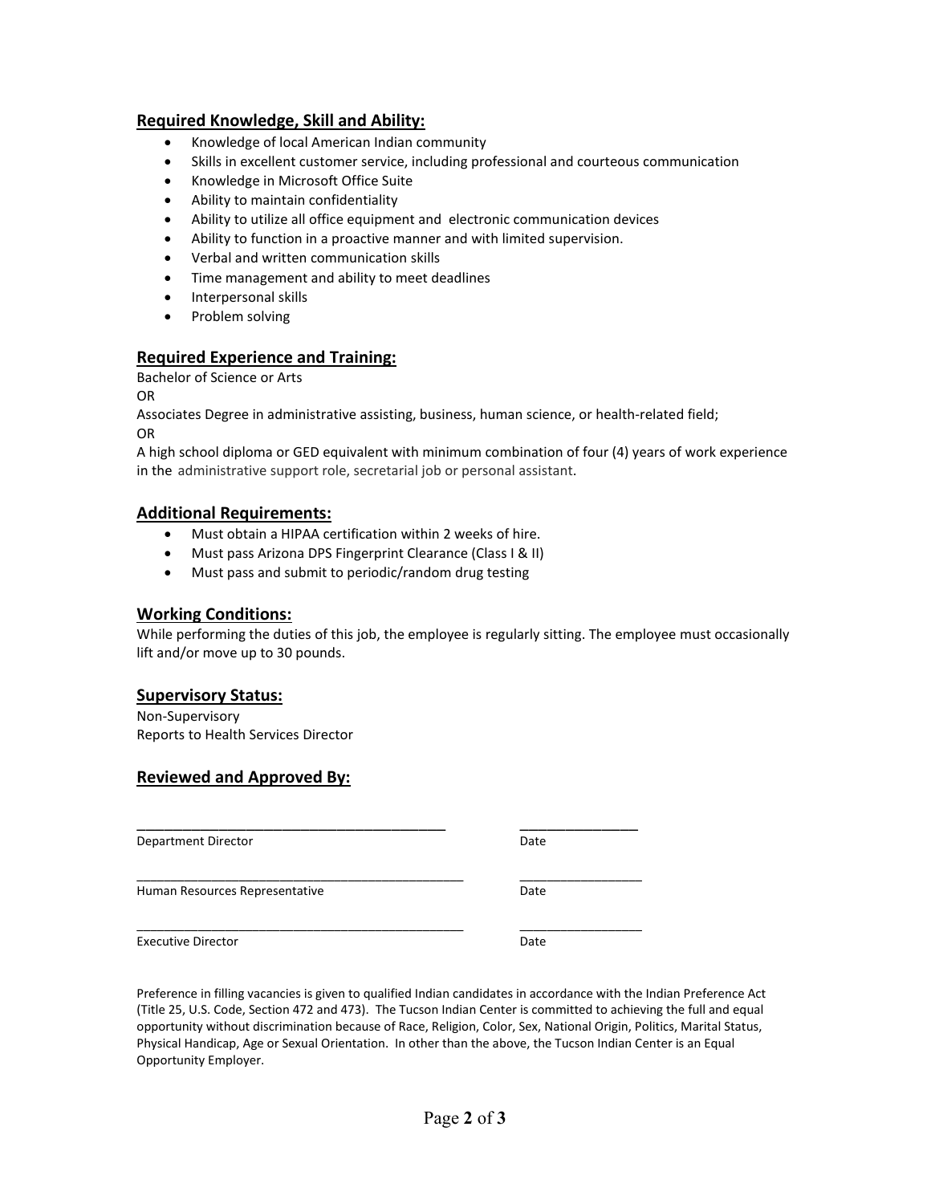## Required Knowledge, Skill and Ability:

- Knowledge of local American Indian community
- Skills in excellent customer service, including professional and courteous communication
- Knowledge in Microsoft Office Suite
- Ability to maintain confidentiality
- Ability to utilize all office equipment and electronic communication devices
- Ability to function in a proactive manner and with limited supervision.
- Verbal and written communication skills
- Time management and ability to meet deadlines
- Interpersonal skills
- Problem solving

## Required Experience and Training:

Bachelor of Science or Arts

OR

Associates Degree in administrative assisting, business, human science, or health-related field;

OR

A high school diploma or GED equivalent with minimum combination of four (4) years of work experience in the administrative support role, secretarial job or personal assistant.

## Additional Requirements:

- Must obtain a HIPAA certification within 2 weeks of hire.
- Must pass Arizona DPS Fingerprint Clearance (Class I & II)
- Must pass and submit to periodic/random drug testing

## Working Conditions:

While performing the duties of this job, the employee is regularly sitting. The employee must occasionally lift and/or move up to 30 pounds.

## Supervisory Status:

Non-Supervisory

Reports to Health Services Director

## Reviewed and Approved By:

_______________________________________ _______________

Department Director Date

_______________________________________ _______________

Human Resources Representative Date

_______________________________________ _______________

Executive Director Date

Preference in filling vacancies is given to qualified Indian candidates in accordance with the Indian Preference Act (Title 25, U.S. Code, Section 472 and 473). The Tucson Indian Center is committed to achieving the full and equal opportunity without discrimination because of Race, Religion, Color, Sex, National Origin, Politics, Marital Status, Physical Handicap, Age or Sexual Orientation. In other than the above, the Tucson Indian Center is an Equal Opportunity Employer.